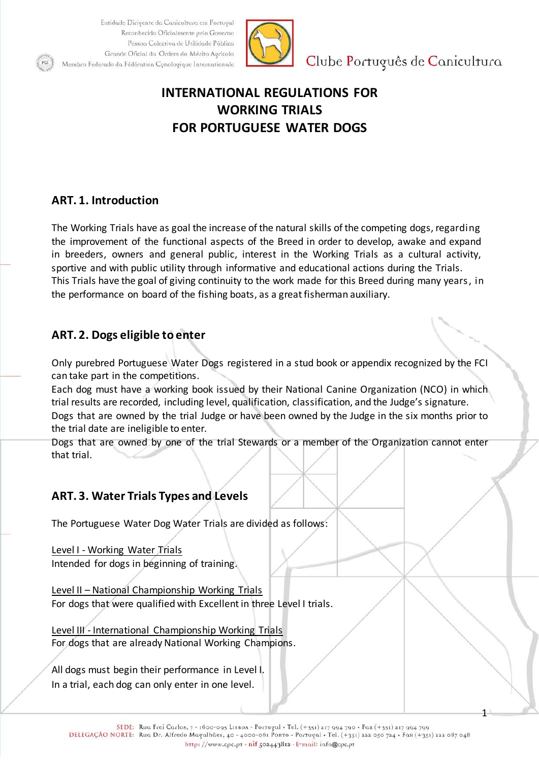# INTERNATIONAL REGULATIONS FOR WORKING TRIALS FOR PORTUGUESE WATER DOGS

## ART. 1. Introduction

The Working Trials have as goal the increase of the natural skills of the competing dogs, regarding the improvement of the functional aspects of the Breed in order to develop, awake and expand in breeders, owners and general public, interest in the Working Trials as a cultural activity, sportive and with public utility through informative and educational actions during the Trials.
This Trials have the goal of giving continuity to the work made for this Breed during many years, in the performance on board of the fishing boats, as a great fisherman auxiliary.

## ART. 2. Dogs eligible to enter

Only purebred Portuguese Water Dogs registered in a stud book or appendix recognized by the FCI can take part in the competitions.
Each dog must have a working book issued by their National Canine Organization (NCO) in which trial results are recorded, including level, qualification, classification, and the Judge's signature.
Dogs that are owned by the trial Judge or have been owned by the Judge in the six months prior to the trial date are ineligible to enter.
Dogs that are owned by one of the trial Stewards or a member of the Organization cannot enter that trial.

## ART. 3. Water Trials Types and Levels

The Portuguese Water Dog Water Trials are divided as follows:

<u>Level I - Working Water Trials</u>
Intended for dogs in beginning of training.

<u>Level II – National Championship Working Trials</u>
For dogs that were qualified with Excellent in three Level I trials.

<u>Level III - International Championship Working Trials</u>
For dogs that are already National Working Champions.

All dogs must begin their performance in Level I.
In a trial, each dog can only enter in one level.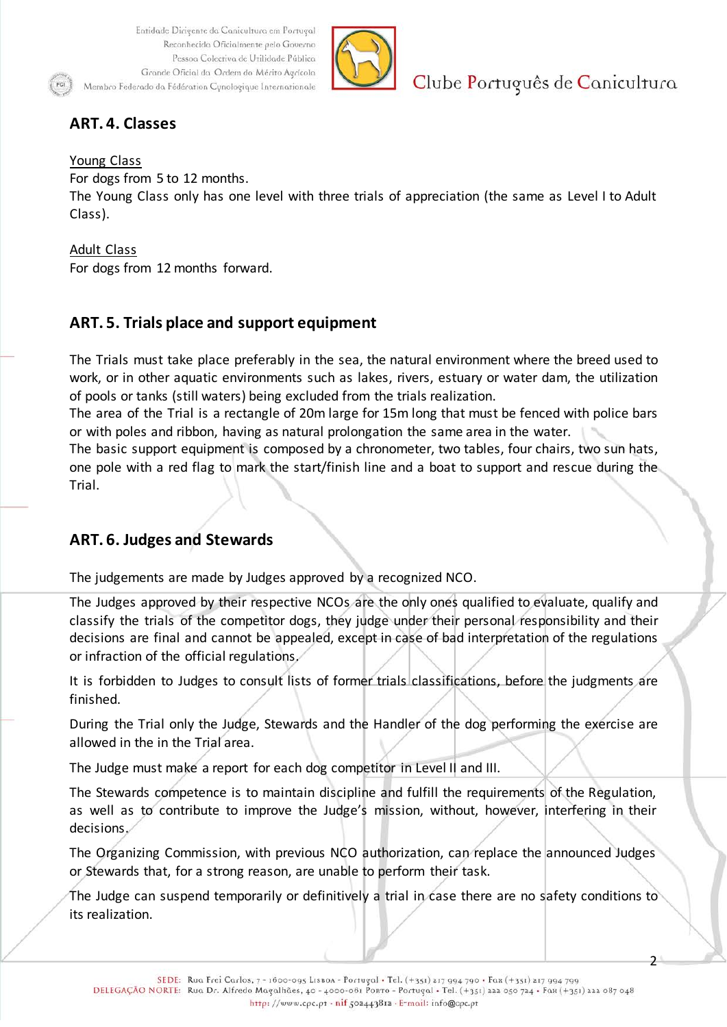## ART. 4. Classes

Young Class

For dogs from 5 to 12 months.

The Young Class only has one level with three trials of appreciation (the same as Level I to Adult Class).

Adult Class

For dogs from 12 months forward.

## ART. 5. Trials place and support equipment

The Trials must take place preferably in the sea, the natural environment where the breed used to work, or in other aquatic environments such as lakes, rivers, estuary or water dam, the utilization of pools or tanks (still waters) being excluded from the trials realization.

The area of the Trial is a rectangle of 20m large for 15m long that must be fenced with police bars or with poles and ribbon, having as natural prolongation the same area in the water.

The basic support equipment is composed by a chronometer, two tables, four chairs, two sun hats, one pole with a red flag to mark the start/finish line and a boat to support and rescue during the Trial.

## ART. 6. Judges and Stewards

The judgements are made by Judges approved by a recognized NCO.

The Judges approved by their respective NCOs are the only ones qualified to evaluate, qualify and classify the trials of the competitor dogs, they judge under their personal responsibility and their decisions are final and cannot be appealed, except in case of bad interpretation of the regulations or infraction of the official regulations.

It is forbidden to Judges to consult lists of former trials classifications, before the judgments are finished.

During the Trial only the Judge, Stewards and the Handler of the dog performing the exercise are allowed in the in the Trial area.

The Judge must make a report for each dog competitor in Level II and III.

The Stewards competence is to maintain discipline and fulfill the requirements of the Regulation, as well as to contribute to improve the Judge's mission, without, however, interfering in their decisions.

The Organizing Commission, with previous NCO authorization, can replace the announced Judges or Stewards that, for a strong reason, are unable to perform their task.

The Judge can suspend temporarily or definitively a trial in case there are no safety conditions to its realization.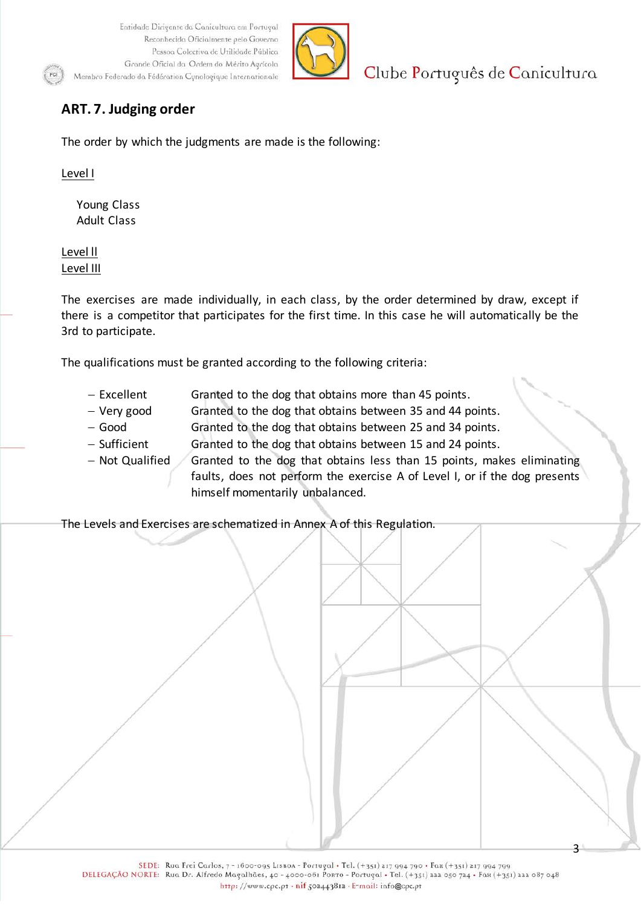## ART. 7. Judging order

The order by which the judgments are made is the following:

Level I

- Young Class
- Adult Class

Level II

Level III

The exercises are made individually, in each class, by the order determined by draw, except if there is a competitor that participates for the first time. In this case he will automatically be the 3rd to participate.

The qualifications must be granted according to the following criteria:

- Excellent — Granted to the dog that obtains more than 45 points.
- Very good — Granted to the dog that obtains between 35 and 44 points.
- Good — Granted to the dog that obtains between 25 and 34 points.
- Sufficient — Granted to the dog that obtains between 15 and 24 points.
- Not Qualified — Granted to the dog that obtains less than 15 points, makes eliminating faults, does not perform the exercise A of Level I, or if the dog presents himself momentarily unbalanced.

The Levels and Exercises are schematized in Annex A of this Regulation.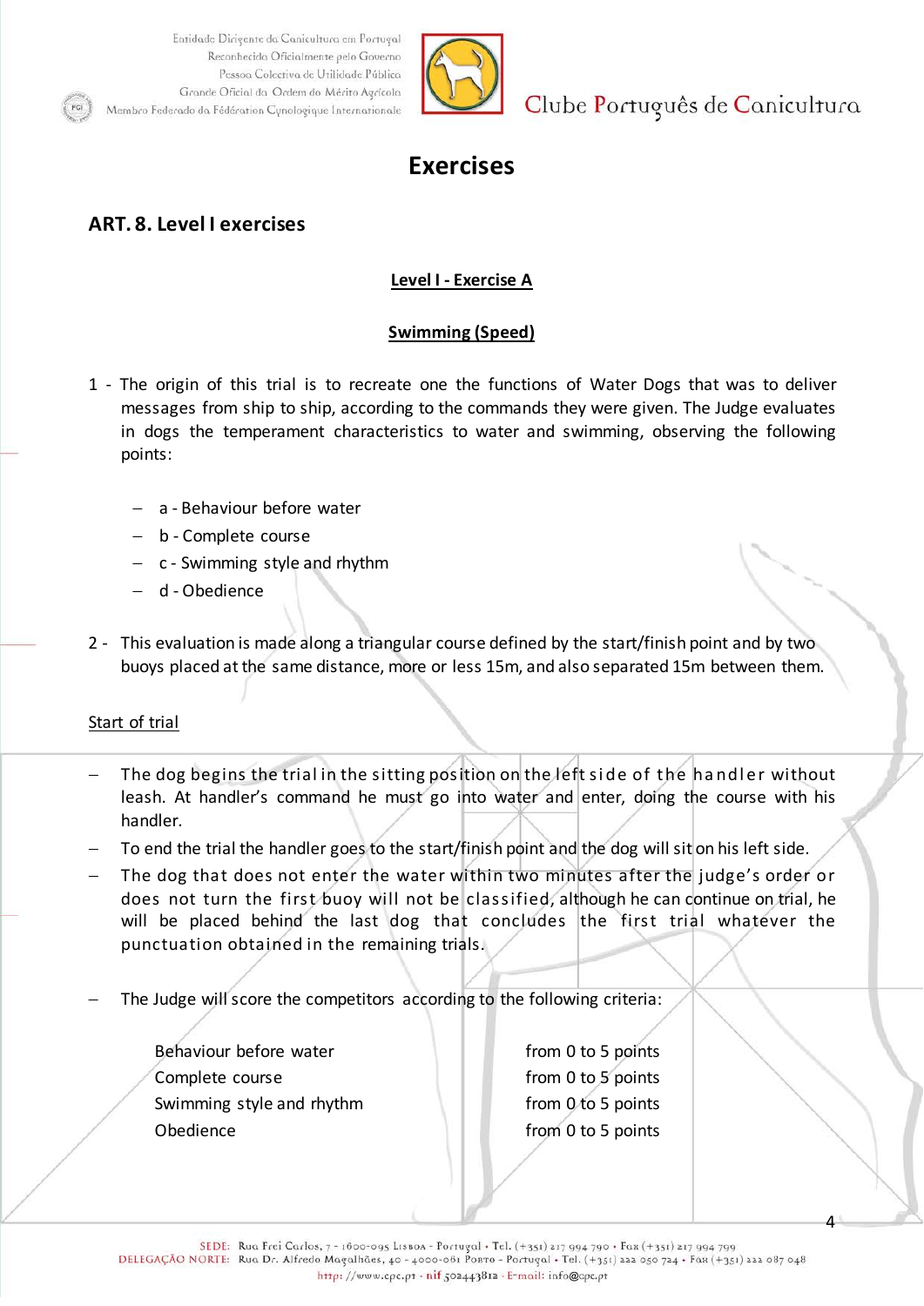# Exercises

## ART. 8. Level I exercises

### Level I - Exercise A

### Swimming (Speed)

1 - The origin of this trial is to recreate one the functions of Water Dogs that was to deliver messages from ship to ship, according to the commands they were given. The Judge evaluates in dogs the temperament characteristics to water and swimming, observing the following points:

- a - Behaviour before water
- b - Complete course
- c - Swimming style and rhythm
- d - Obedience

2 - This evaluation is made along a triangular course defined by the start/finish point and by two buoys placed at the same distance, more or less 15m, and also separated 15m between them.

Start of trial

- The dog begins the trial in the sitting position on the left side of the handler without leash. At handler's command he must go into water and enter, doing the course with his handler.
- To end the trial the handler goes to the start/finish point and the dog will sit on his left side.
- The dog that does not enter the water within two minutes after the judge's order or does not turn the first buoy will not be classified, although he can continue on trial, he will be placed behind the last dog that concludes the first trial whatever the punctuation obtained in the remaining trials.
- The Judge will score the competitors according to the following criteria:

| | |
|---|---|
| Behaviour before water | from 0 to 5 points |
| Complete course | from 0 to 5 points |
| Swimming style and rhythm | from 0 to 5 points |
| Obedience | from 0 to 5 points |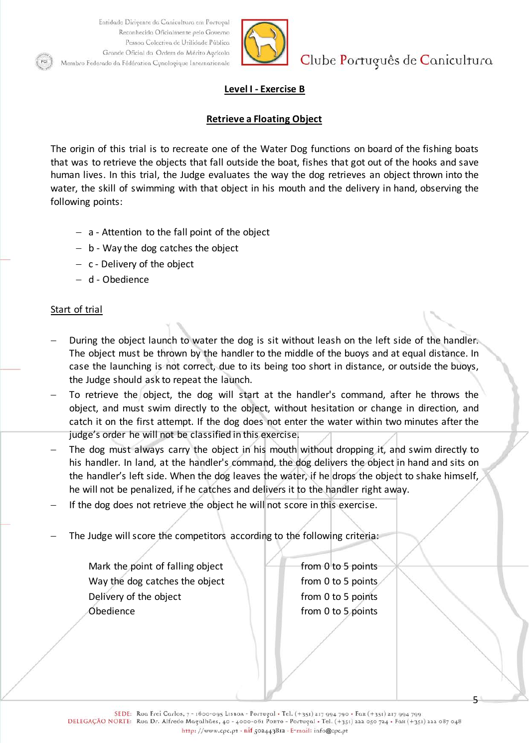**Level I - Exercise B**

**Retrieve a Floating Object**

The origin of this trial is to recreate one of the Water Dog functions on board of the fishing boats that was to retrieve the objects that fall outside the boat, fishes that got out of the hooks and save human lives. In this trial, the Judge evaluates the way the dog retrieves an object thrown into the water, the skill of swimming with that object in his mouth and the delivery in hand, observing the following points:

- a - Attention to the fall point of the object
- b - Way the dog catches the object
- c - Delivery of the object
- d - Obedience

Start of trial

- During the object launch to water the dog is sit without leash on the left side of the handler. The object must be thrown by the handler to the middle of the buoys and at equal distance. In case the launching is not correct, due to its being too short in distance, or outside the buoys, the Judge should ask to repeat the launch.
- To retrieve the object, the dog will start at the handler's command, after he throws the object, and must swim directly to the object, without hesitation or change in direction, and catch it on the first attempt. If the dog does not enter the water within two minutes after the judge's order he will not be classified in this exercise.
- The dog must always carry the object in his mouth without dropping it, and swim directly to his handler. In land, at the handler's command, the dog delivers the object in hand and sits on the handler's left side. When the dog leaves the water, if he drops the object to shake himself, he will not be penalized, if he catches and delivers it to the handler right away.
- If the dog does not retrieve the object he will not score in this exercise.
- The Judge will score the competitors according to the following criteria:

| | |
|---|---|
| Mark the point of falling object | from 0 to 5 points |
| Way the dog catches the object | from 0 to 5 points |
| Delivery of the object | from 0 to 5 points |
| Obedience | from 0 to 5 points |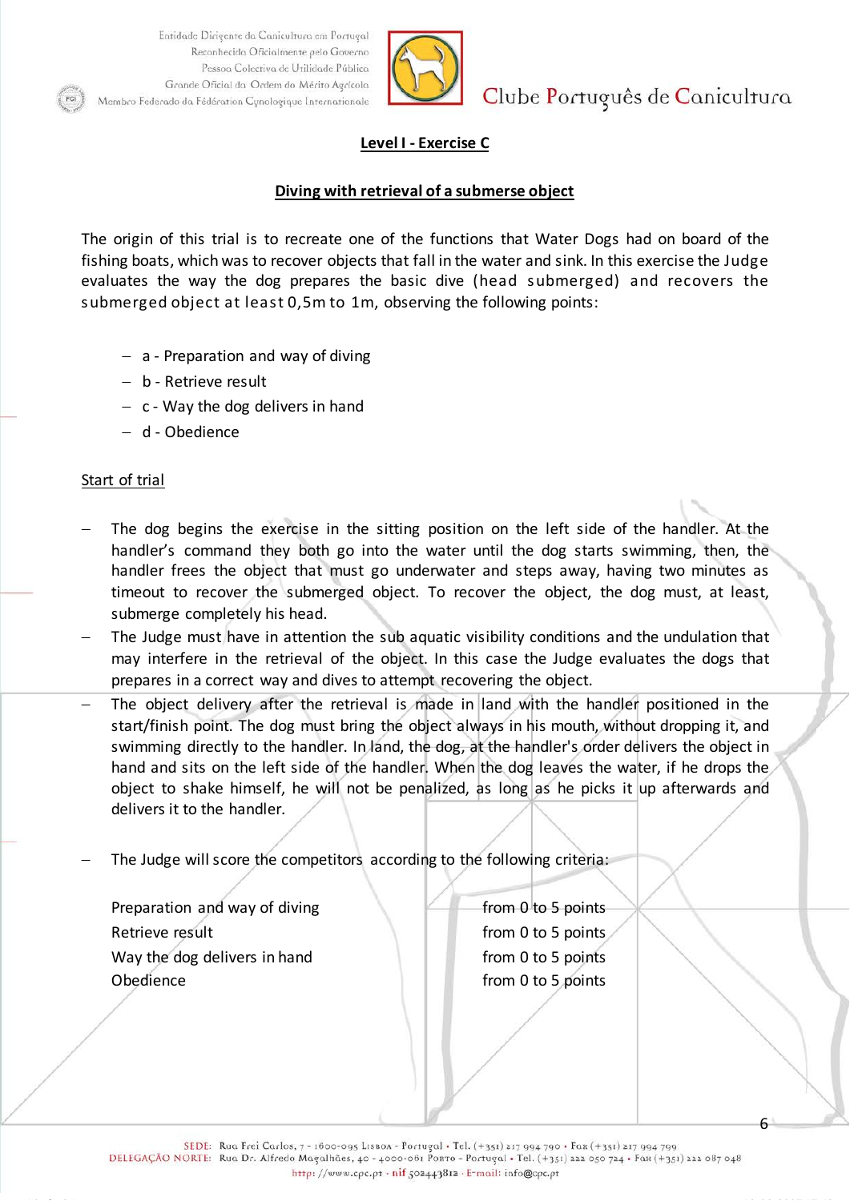## Level I - Exercise C

### Diving with retrieval of a submerse object

The origin of this trial is to recreate one of the functions that Water Dogs had on board of the fishing boats, which was to recover objects that fall in the water and sink. In this exercise the Judge evaluates the way the dog prepares the basic dive (head submerged) and recovers the submerged object at least 0,5m to 1m, observing the following points:

- a - Preparation and way of diving
- b - Retrieve result
- c - Way the dog delivers in hand
- d - Obedience

Start of trial

- The dog begins the exercise in the sitting position on the left side of the handler. At the handler's command they both go into the water until the dog starts swimming, then, the handler frees the object that must go underwater and steps away, having two minutes as timeout to recover the submerged object. To recover the object, the dog must, at least, submerge completely his head.
- The Judge must have in attention the sub aquatic visibility conditions and the undulation that may interfere in the retrieval of the object. In this case the Judge evaluates the dogs that prepares in a correct way and dives to attempt recovering the object.
- The object delivery after the retrieval is made in land with the handler positioned in the start/finish point. The dog must bring the object always in his mouth, without dropping it, and swimming directly to the handler. In land, the dog, at the handler's order delivers the object in hand and sits on the left side of the handler. When the dog leaves the water, if he drops the object to shake himself, he will not be penalized, as long as he picks it up afterwards and delivers it to the handler.

- The Judge will score the competitors according to the following criteria:

| | |
|---|---|
| Preparation and way of diving | from 0 to 5 points |
| Retrieve result | from 0 to 5 points |
| Way the dog delivers in hand | from 0 to 5 points |
| Obedience | from 0 to 5 points |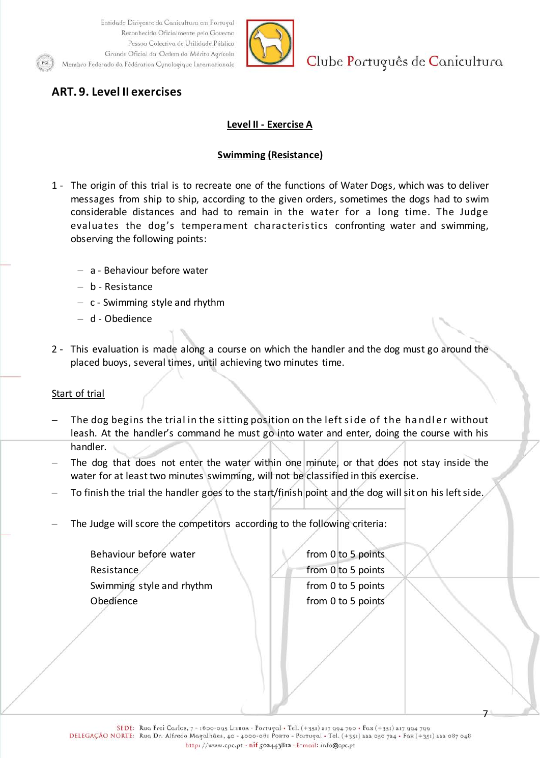## ART. 9. Level II exercises

**Level II - Exercise A**

**Swimming (Resistance)**

1 - The origin of this trial is to recreate one of the functions of Water Dogs, which was to deliver messages from ship to ship, according to the given orders, sometimes the dogs had to swim considerable distances and had to remain in the water for a long time. The Judge evaluates the dog's temperament characteristics confronting water and swimming, observing the following points:

- a - Behaviour before water
- b - Resistance
- c - Swimming style and rhythm
- d - Obedience

2 - This evaluation is made along a course on which the handler and the dog must go around the placed buoys, several times, until achieving two minutes time.

Start of trial

- The dog begins the trial in the sitting position on the left side of the handler without leash. At the handler's command he must go into water and enter, doing the course with his handler.
- The dog that does not enter the water within one minute, or that does not stay inside the water for at least two minutes swimming, will not be classified in this exercise.
- To finish the trial the handler goes to the start/finish point and the dog will sit on his left side.
- The Judge will score the competitors according to the following criteria:

| | |
|---|---|
| Behaviour before water | from 0 to 5 points |
| Resistance | from 0 to 5 points |
| Swimming style and rhythm | from 0 to 5 points |
| Obedience | from 0 to 5 points |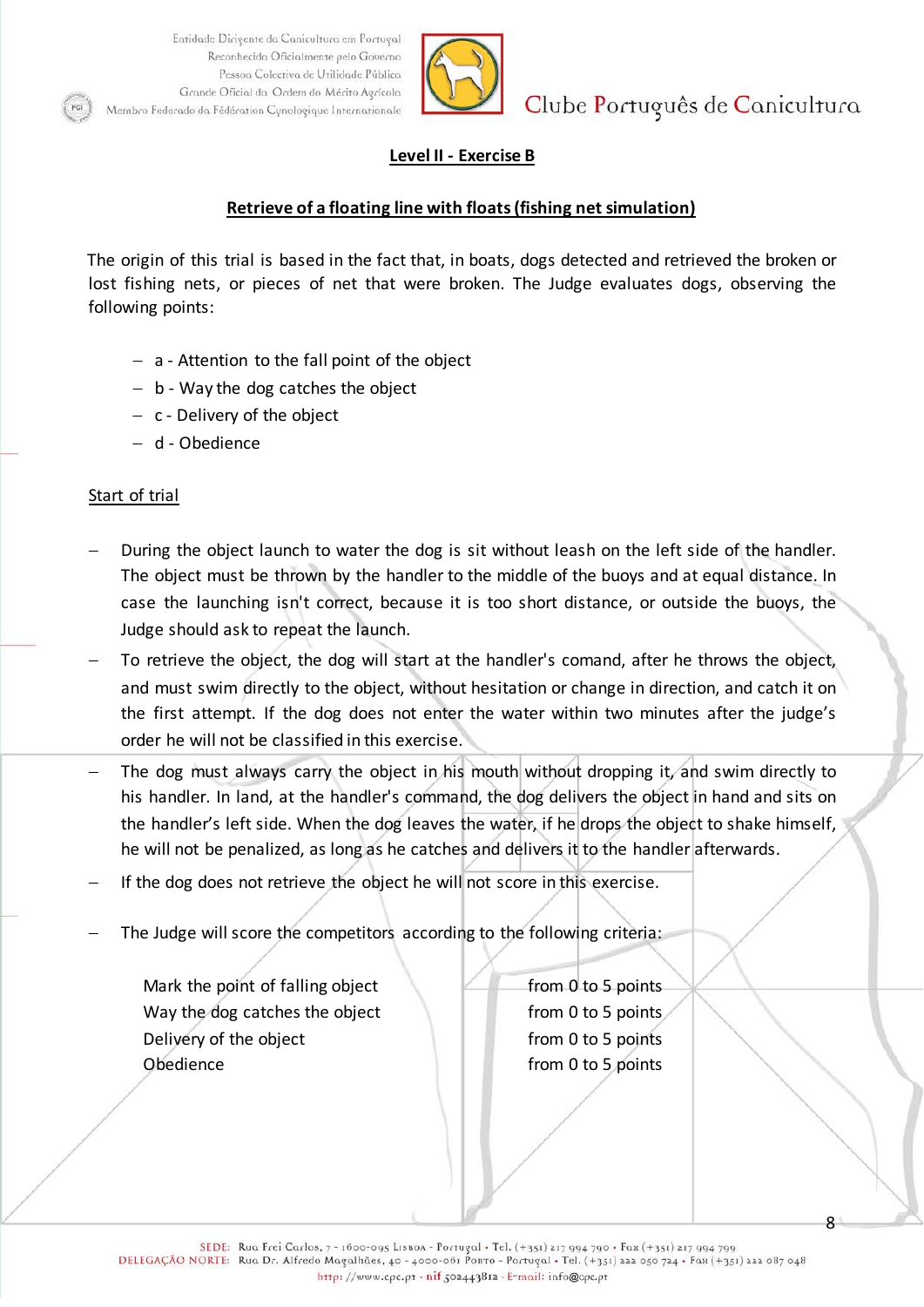**Level II - Exercise B**

**Retrieve of a floating line with floats (fishing net simulation)**

The origin of this trial is based in the fact that, in boats, dogs detected and retrieved the broken or lost fishing nets, or pieces of net that were broken. The Judge evaluates dogs, observing the following points:

- a - Attention to the fall point of the object
- b - Way the dog catches the object
- c - Delivery of the object
- d - Obedience

Start of trial

- During the object launch to water the dog is sit without leash on the left side of the handler. The object must be thrown by the handler to the middle of the buoys and at equal distance. In case the launching isn't correct, because it is too short distance, or outside the buoys, the Judge should ask to repeat the launch.
- To retrieve the object, the dog will start at the handler's comand, after he throws the object, and must swim directly to the object, without hesitation or change in direction, and catch it on the first attempt. If the dog does not enter the water within two minutes after the judge's order he will not be classified in this exercise.
- The dog must always carry the object in his mouth without dropping it, and swim directly to his handler. In land, at the handler's command, the dog delivers the object in hand and sits on the handler's left side. When the dog leaves the water, if he drops the object to shake himself, he will not be penalized, as long as he catches and delivers it to the handler afterwards.
- If the dog does not retrieve the object he will not score in this exercise.
- The Judge will score the competitors according to the following criteria:

| | |
|---|---|
| Mark the point of falling object | from 0 to 5 points |
| Way the dog catches the object | from 0 to 5 points |
| Delivery of the object | from 0 to 5 points |
| Obedience | from 0 to 5 points |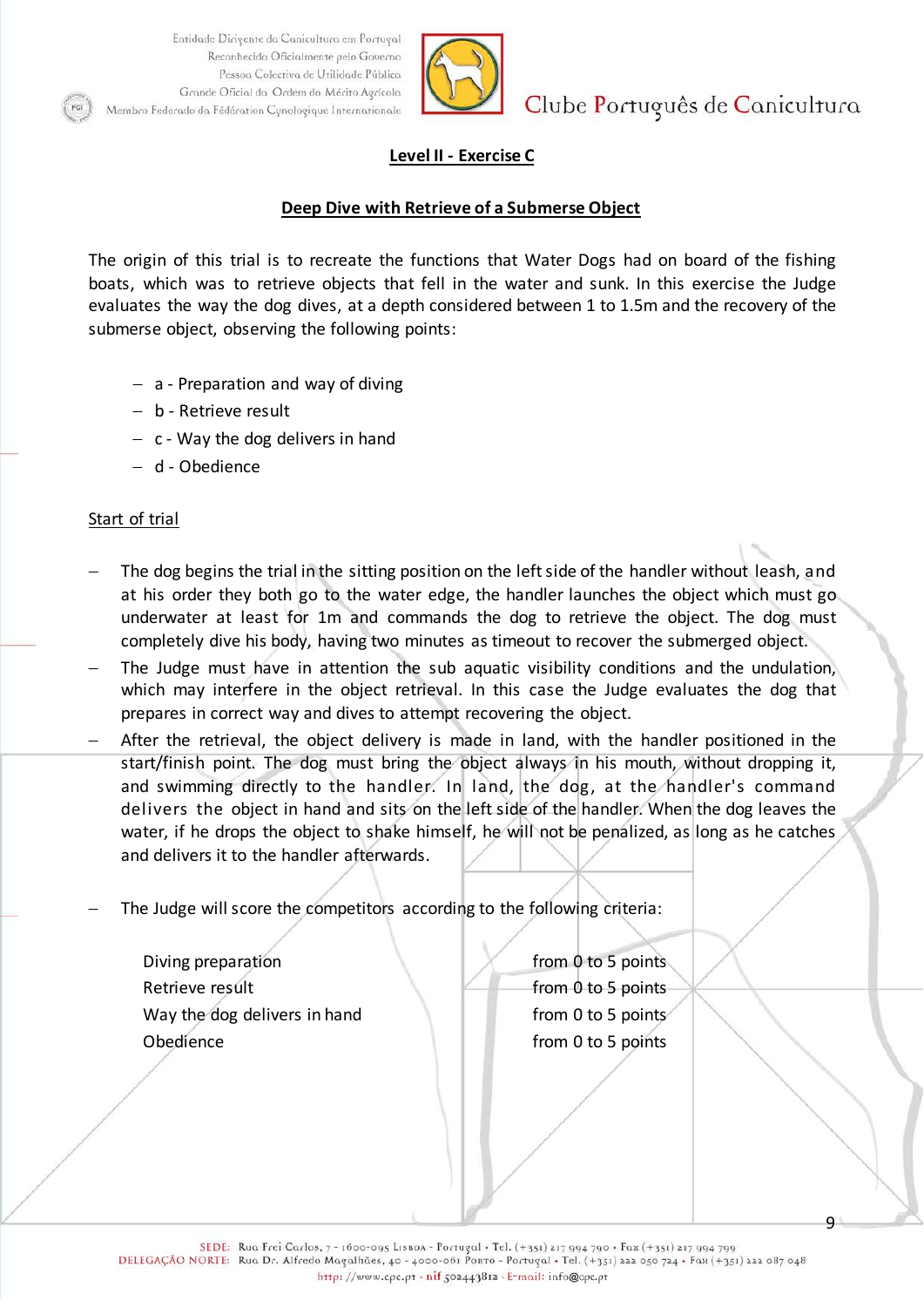**Level II - Exercise C**

**Deep Dive with Retrieve of a Submerse Object**

The origin of this trial is to recreate the functions that Water Dogs had on board of the fishing boats, which was to retrieve objects that fell in the water and sunk. In this exercise the Judge evaluates the way the dog dives, at a depth considered between 1 to 1.5m and the recovery of the submerse object, observing the following points:

- a - Preparation and way of diving
- b - Retrieve result
- c - Way the dog delivers in hand
- d - Obedience

Start of trial

- The dog begins the trial in the sitting position on the left side of the handler without leash, and at his order they both go to the water edge, the handler launches the object which must go underwater at least for 1m and commands the dog to retrieve the object. The dog must completely dive his body, having two minutes as timeout to recover the submerged object.
- The Judge must have in attention the sub aquatic visibility conditions and the undulation, which may interfere in the object retrieval. In this case the Judge evaluates the dog that prepares in correct way and dives to attempt recovering the object.
- After the retrieval, the object delivery is made in land, with the handler positioned in the start/finish point. The dog must bring the object always in his mouth, without dropping it, and swimming directly to the handler. In land, the dog, at the handler's command delivers the object in hand and sits on the left side of the handler. When the dog leaves the water, if he drops the object to shake himself, he will not be penalized, as long as he catches and delivers it to the handler afterwards.

- The Judge will score the competitors according to the following criteria:

| | |
|---|---|
| Diving preparation | from 0 to 5 points |
| Retrieve result | from 0 to 5 points |
| Way the dog delivers in hand | from 0 to 5 points |
| Obedience | from 0 to 5 points |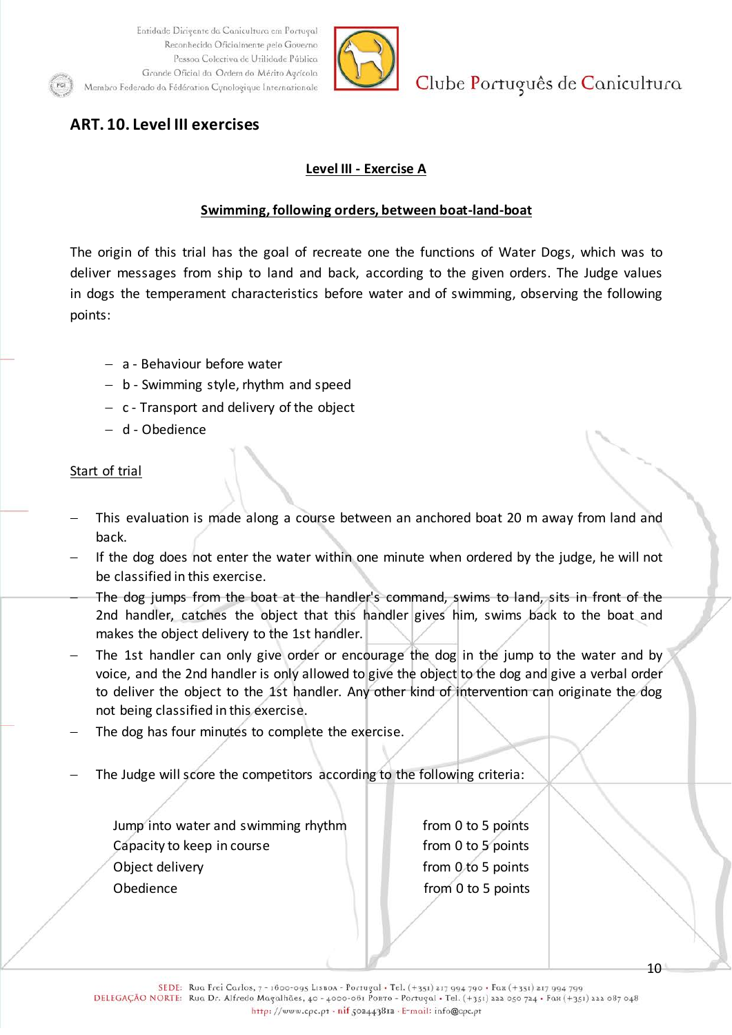## ART. 10. Level III exercises

**Level III - Exercise A**

**Swimming, following orders, between boat-land-boat**

The origin of this trial has the goal of recreate one the functions of Water Dogs, which was to deliver messages from ship to land and back, according to the given orders. The Judge values in dogs the temperament characteristics before water and of swimming, observing the following points:

- a - Behaviour before water
- b - Swimming style, rhythm and speed
- c - Transport and delivery of the object
- d - Obedience

Start of trial

- This evaluation is made along a course between an anchored boat 20 m away from land and back.
- If the dog does not enter the water within one minute when ordered by the judge, he will not be classified in this exercise.
- The dog jumps from the boat at the handler's command, swims to land, sits in front of the 2nd handler, catches the object that this handler gives him, swims back to the boat and makes the object delivery to the 1st handler.
- The 1st handler can only give order or encourage the dog in the jump to the water and by voice, and the 2nd handler is only allowed to give the object to the dog and give a verbal order to deliver the object to the 1st handler. Any other kind of intervention can originate the dog not being classified in this exercise.
- The dog has four minutes to complete the exercise.
- The Judge will score the competitors according to the following criteria:

| | |
|---|---|
| Jump into water and swimming rhythm | from 0 to 5 points |
| Capacity to keep in course | from 0 to 5 points |
| Object delivery | from 0 to 5 points |
| Obedience | from 0 to 5 points |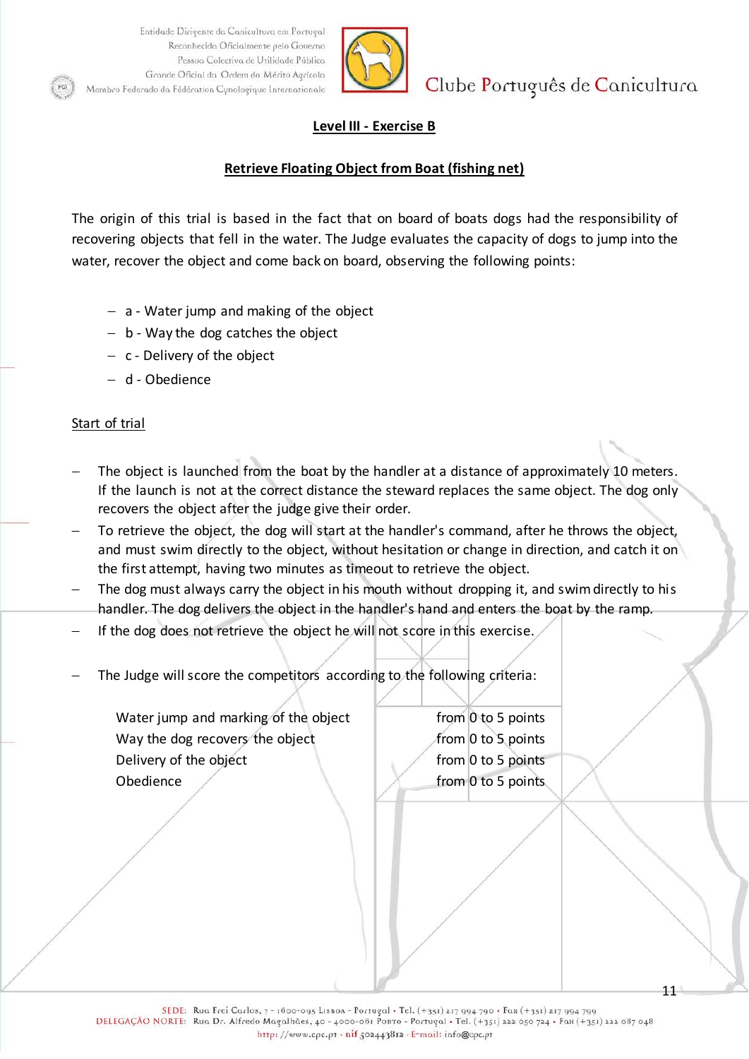## Level III - Exercise B

## Retrieve Floating Object from Boat (fishing net)

The origin of this trial is based in the fact that on board of boats dogs had the responsibility of recovering objects that fell in the water. The Judge evaluates the capacity of dogs to jump into the water, recover the object and come back on board, observing the following points:

- a - Water jump and making of the object
- b - Way the dog catches the object
- c - Delivery of the object
- d - Obedience

Start of trial

- The object is launched from the boat by the handler at a distance of approximately 10 meters. If the launch is not at the correct distance the steward replaces the same object. The dog only recovers the object after the judge give their order.
- To retrieve the object, the dog will start at the handler's command, after he throws the object, and must swim directly to the object, without hesitation or change in direction, and catch it on the first attempt, having two minutes as timeout to retrieve the object.
- The dog must always carry the object in his mouth without dropping it, and swim directly to his handler. The dog delivers the object in the handler's hand and enters the boat by the ramp.
- If the dog does not retrieve the object he will not score in this exercise.

- The Judge will score the competitors according to the following criteria:

| | |
|---|---|
| Water jump and marking of the object | from 0 to 5 points |
| Way the dog recovers the object | from 0 to 5 points |
| Delivery of the object | from 0 to 5 points |
| Obedience | from 0 to 5 points |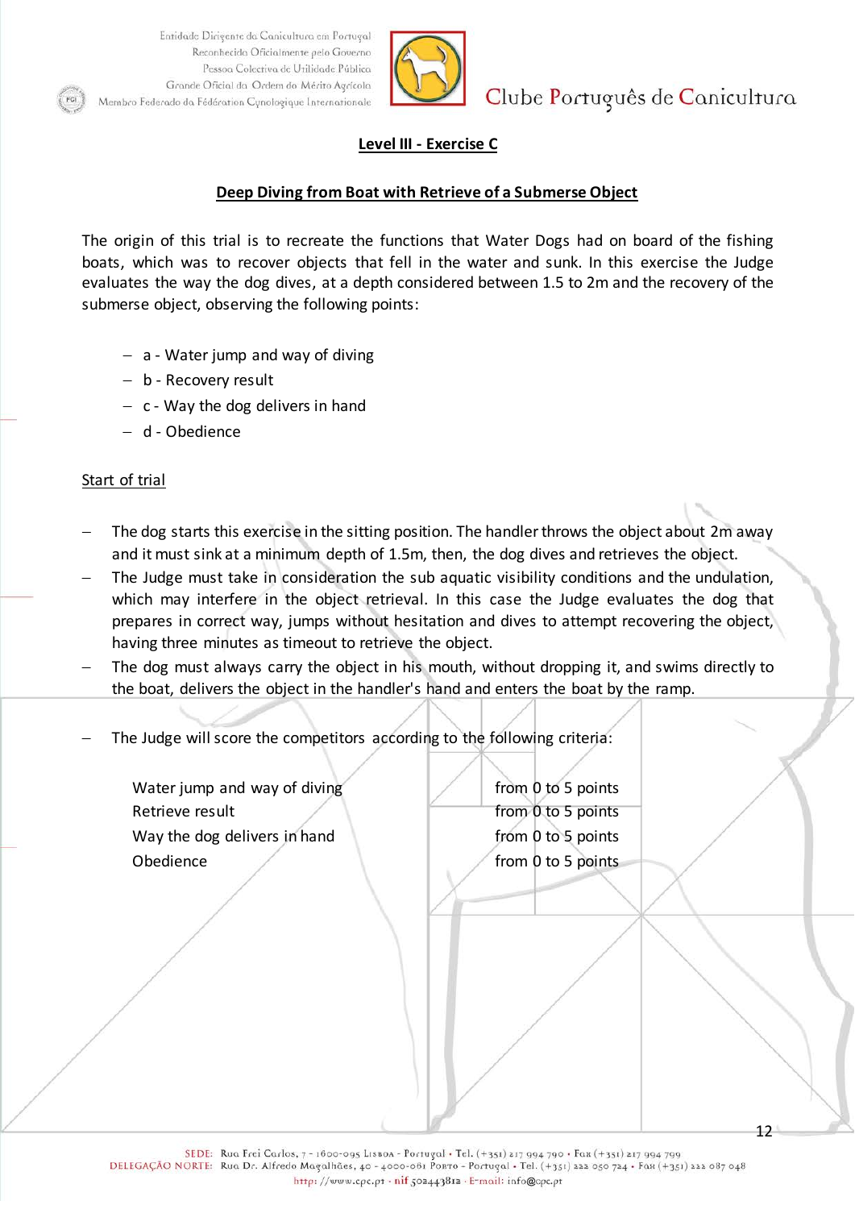## Level III - Exercise C

## Deep Diving from Boat with Retrieve of a Submerse Object

The origin of this trial is to recreate the functions that Water Dogs had on board of the fishing boats, which was to recover objects that fell in the water and sunk. In this exercise the Judge evaluates the way the dog dives, at a depth considered between 1.5 to 2m and the recovery of the submerse object, observing the following points:

- a - Water jump and way of diving
- b - Recovery result
- c - Way the dog delivers in hand
- d - Obedience

Start of trial

- The dog starts this exercise in the sitting position. The handler throws the object about 2m away and it must sink at a minimum depth of 1.5m, then, the dog dives and retrieves the object.
- The Judge must take in consideration the sub aquatic visibility conditions and the undulation, which may interfere in the object retrieval. In this case the Judge evaluates the dog that prepares in correct way, jumps without hesitation and dives to attempt recovering the object, having three minutes as timeout to retrieve the object.
- The dog must always carry the object in his mouth, without dropping it, and swims directly to the boat, delivers the object in the handler's hand and enters the boat by the ramp.
- The Judge will score the competitors according to the following criteria:

| | |
|---|---|
| Water jump and way of diving | from 0 to 5 points |
| Retrieve result | from 0 to 5 points |
| Way the dog delivers in hand | from 0 to 5 points |
| Obedience | from 0 to 5 points |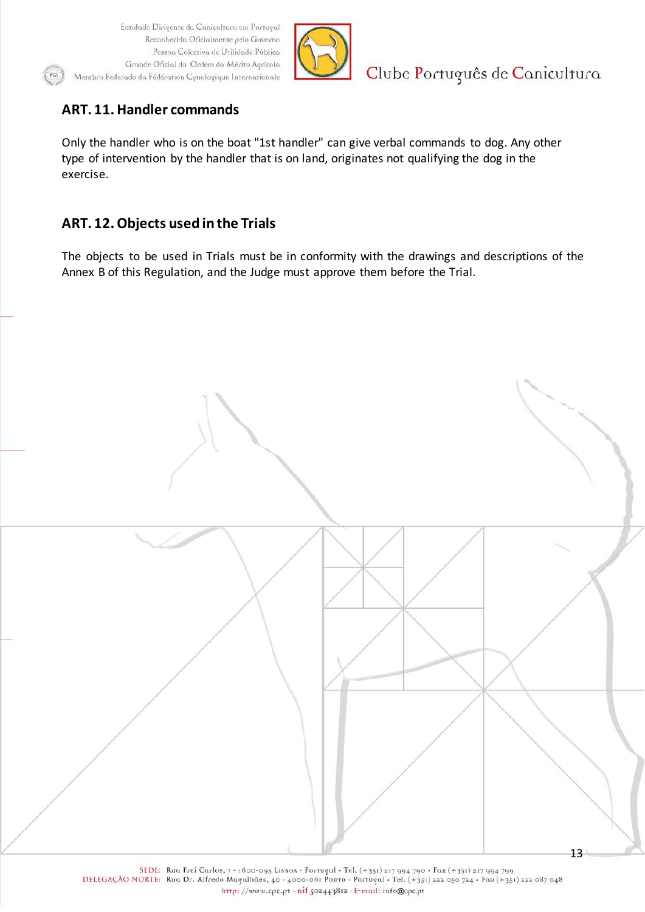## ART. 11. Handler commands

Only the handler who is on the boat "1st handler" can give verbal commands to dog. Any other type of intervention by the handler that is on land, originates not qualifying the dog in the exercise.

## ART. 12. Objects used in the Trials

The objects to be used in Trials must be in conformity with the drawings and descriptions of the Annex B of this Regulation, and the Judge must approve them before the Trial.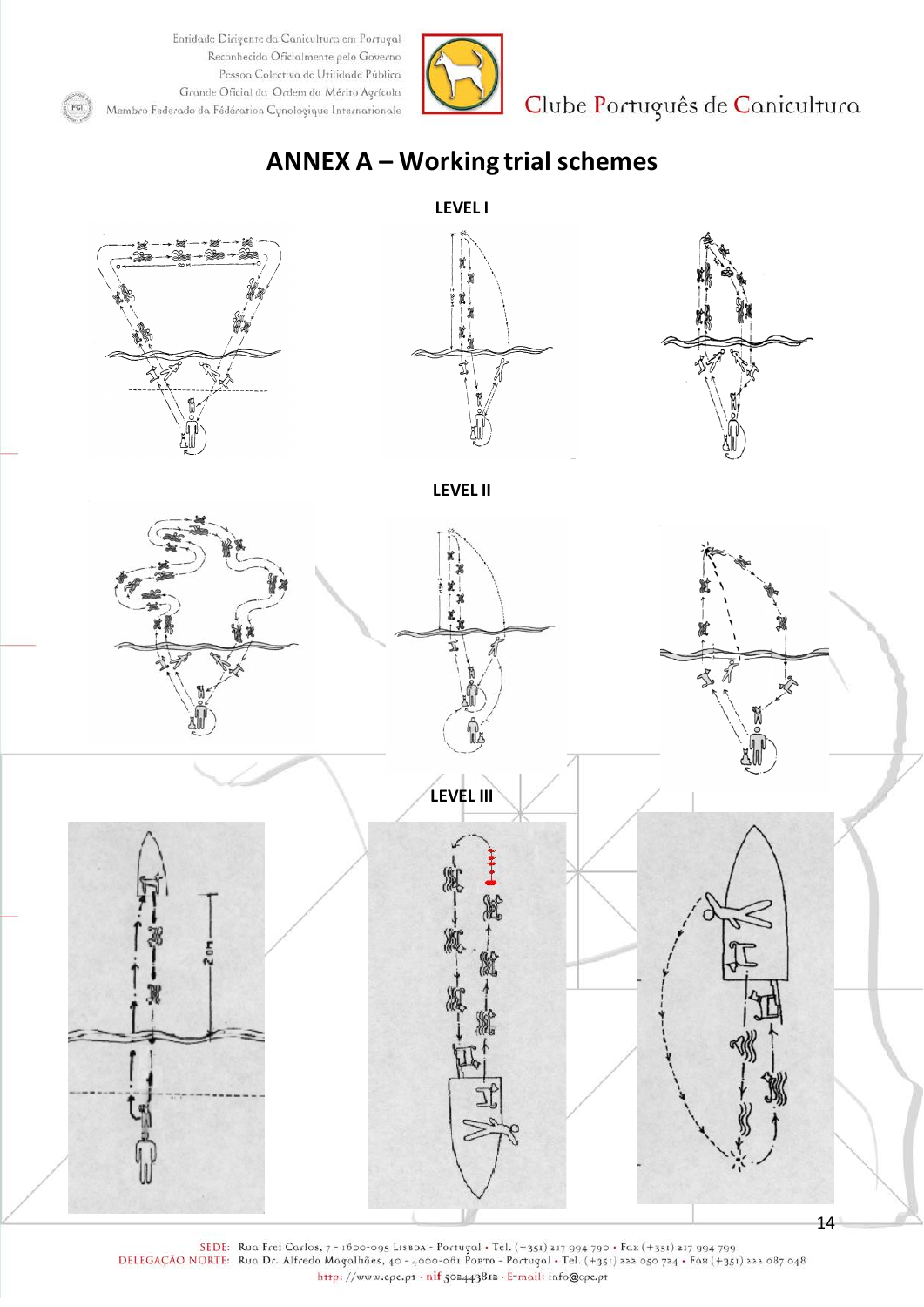# ANNEX A – Working trial schemes

## LEVEL I

## LEVEL II

## LEVEL III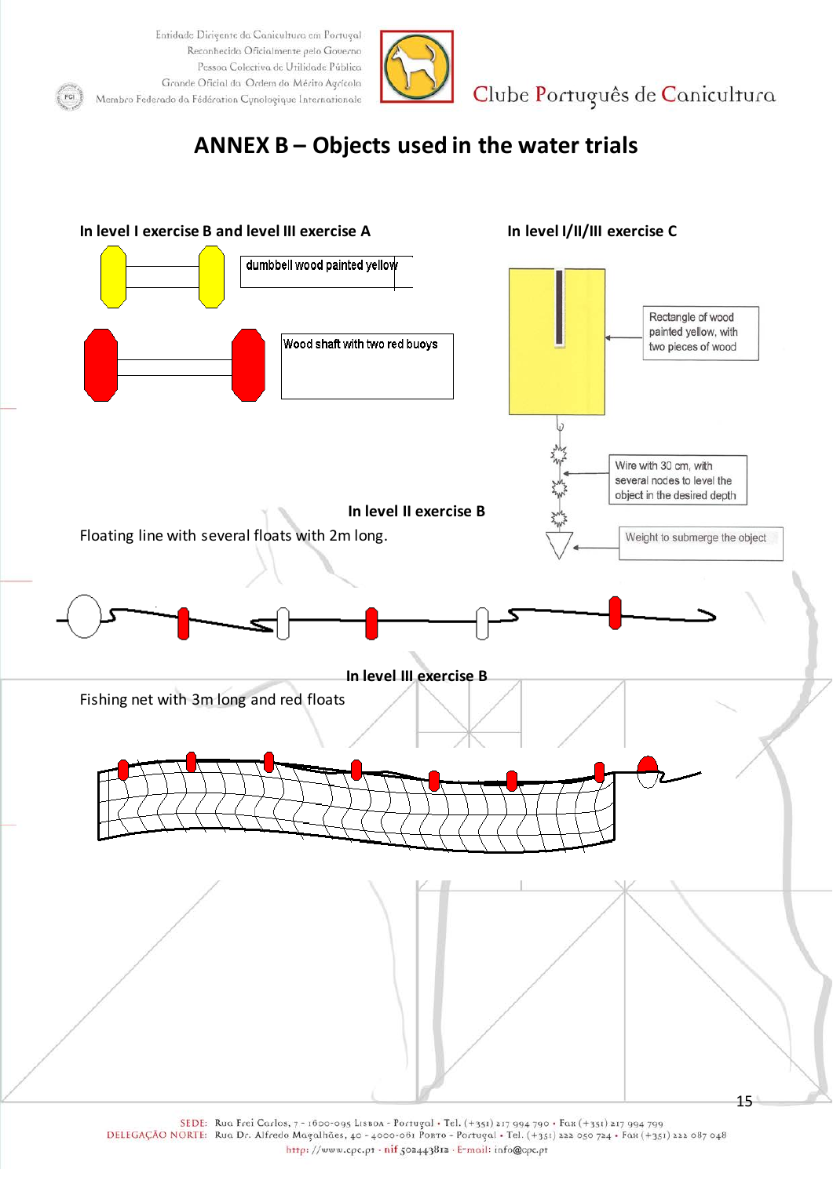# ANNEX B – Objects used in the water trials

**In level I exercise B and level III exercise A**

dumbbell wood painted yellow

Wood shaft with two red buoys

**In level I/II/III exercise C**

Rectangle of wood painted yellow, with two pieces of wood

Wire with 30 cm, with several nodes to level the object in the desired depth

Weight to submerge the object

**In level II exercise B**

Floating line with several floats with 2m long.

**In level III exercise B**

Fishing net with 3m long and red floats